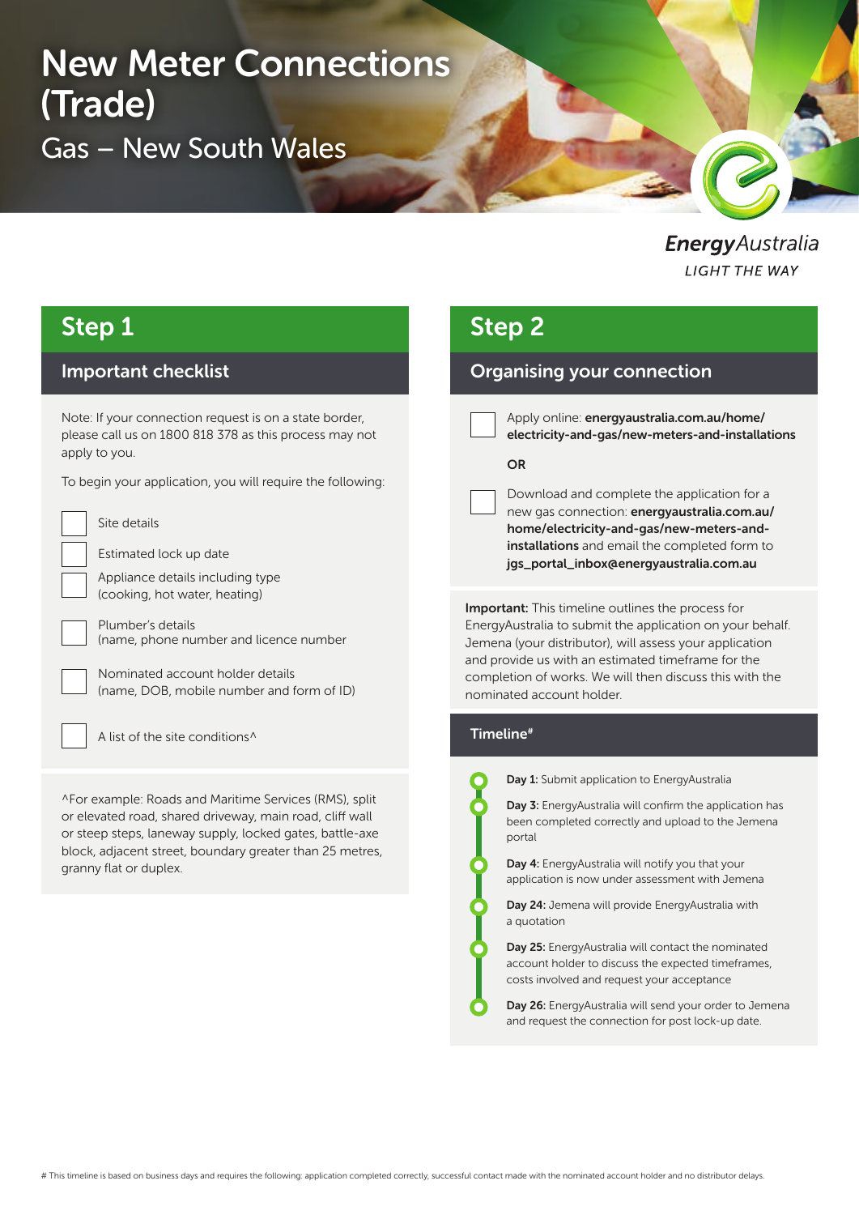# New Meter Connections (Trade)

## Gas – New South Wales

EnergyAustralia
LIGHT THE WAY

## Step 1

### Important checklist

Note: If your connection request is on a state border, please call us on 1800 818 378 as this process may not apply to you.

To begin your application, you will require the following:

- [ ] Site details
- [ ] Estimated lock up date
- [ ] Appliance details including type (cooking, hot water, heating)
- [ ] Plumber's details (name, phone number and licence number
- [ ] Nominated account holder details (name, DOB, mobile number and form of ID)
- [ ] A list of the site conditions^

^For example: Roads and Maritime Services (RMS), split or elevated road, shared driveway, main road, cliff wall or steep steps, laneway supply, locked gates, battle-axe block, adjacent street, boundary greater than 25 metres, granny flat or duplex.

## Step 2

### Organising your connection

- [ ] Apply online: **energyaustralia.com.au/home/electricity-and-gas/new-meters-and-installations**

**OR**

- [ ] Download and complete the application for a new gas connection: **energyaustralia.com.au/home/electricity-and-gas/new-meters-and-installations** and email the completed form to **jgs_portal_inbox@energyaustralia.com.au**

**Important:** This timeline outlines the process for EnergyAustralia to submit the application on your behalf. Jemena (your distributor), will assess your application and provide us with an estimated timeframe for the completion of works. We will then discuss this with the nominated account holder.

### Timeline#

- **Day 1:** Submit application to EnergyAustralia
- **Day 3:** EnergyAustralia will confirm the application has been completed correctly and upload to the Jemena portal
- **Day 4:** EnergyAustralia will notify you that your application is now under assessment with Jemena
- **Day 24:** Jemena will provide EnergyAustralia with a quotation
- **Day 25:** EnergyAustralia will contact the nominated account holder to discuss the expected timeframes, costs involved and request your acceptance
- **Day 26:** EnergyAustralia will send your order to Jemena and request the connection for post lock-up date.

# This timeline is based on business days and requires the following: application completed correctly, successful contact made with the nominated account holder and no distributor delays.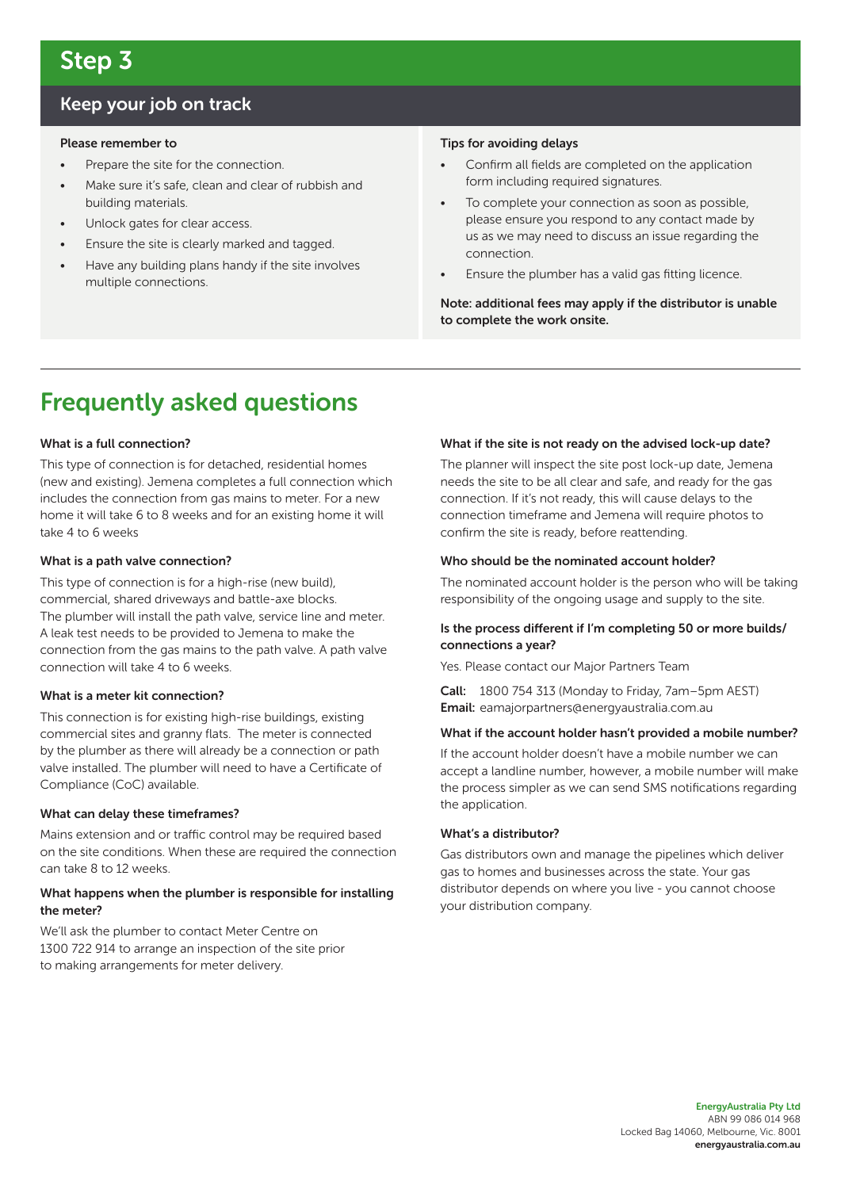## Step 3

### Keep your job on track

**Please remember to**

- Prepare the site for the connection.
- Make sure it's safe, clean and clear of rubbish and building materials.
- Unlock gates for clear access.
- Ensure the site is clearly marked and tagged.
- Have any building plans handy if the site involves multiple connections.

**Tips for avoiding delays**

- Confirm all fields are completed on the application form including required signatures.
- To complete your connection as soon as possible, please ensure you respond to any contact made by us as we may need to discuss an issue regarding the connection.
- Ensure the plumber has a valid gas fitting licence.

**Note: additional fees may apply if the distributor is unable to complete the work onsite.**

---

## Frequently asked questions

**What is a full connection?**

This type of connection is for detached, residential homes (new and existing). Jemena completes a full connection which includes the connection from gas mains to meter. For a new home it will take 6 to 8 weeks and for an existing home it will take 4 to 6 weeks

**What is a path valve connection?**

This type of connection is for a high-rise (new build), commercial, shared driveways and battle-axe blocks. The plumber will install the path valve, service line and meter. A leak test needs to be provided to Jemena to make the connection from the gas mains to the path valve. A path valve connection will take 4 to 6 weeks.

**What is a meter kit connection?**

This connection is for existing high-rise buildings, existing commercial sites and granny flats. The meter is connected by the plumber as there will already be a connection or path valve installed. The plumber will need to have a Certificate of Compliance (CoC) available.

**What can delay these timeframes?**

Mains extension and or traffic control may be required based on the site conditions. When these are required the connection can take 8 to 12 weeks.

**What happens when the plumber is responsible for installing the meter?**

We'll ask the plumber to contact Meter Centre on 1300 722 914 to arrange an inspection of the site prior to making arrangements for meter delivery.

**What if the site is not ready on the advised lock-up date?**

The planner will inspect the site post lock-up date, Jemena needs the site to be all clear and safe, and ready for the gas connection. If it's not ready, this will cause delays to the connection timeframe and Jemena will require photos to confirm the site is ready, before reattending.

**Who should be the nominated account holder?**

The nominated account holder is the person who will be taking responsibility of the ongoing usage and supply to the site.

**Is the process different if I'm completing 50 or more builds/connections a year?**

Yes. Please contact our Major Partners Team

**Call:** 1800 754 313 (Monday to Friday, 7am–5pm AEST)
**Email:** eamajorpartners@energyaustralia.com.au

**What if the account holder hasn't provided a mobile number?**

If the account holder doesn't have a mobile number we can accept a landline number, however, a mobile number will make the process simpler as we can send SMS notifications regarding the application.

**What's a distributor?**

Gas distributors own and manage the pipelines which deliver gas to homes and businesses across the state. Your gas distributor depends on where you live - you cannot choose your distribution company.

**EnergyAustralia Pty Ltd**
ABN 99 086 014 968
Locked Bag 14060, Melbourne, Vic. 8001
**energyaustralia.com.au**